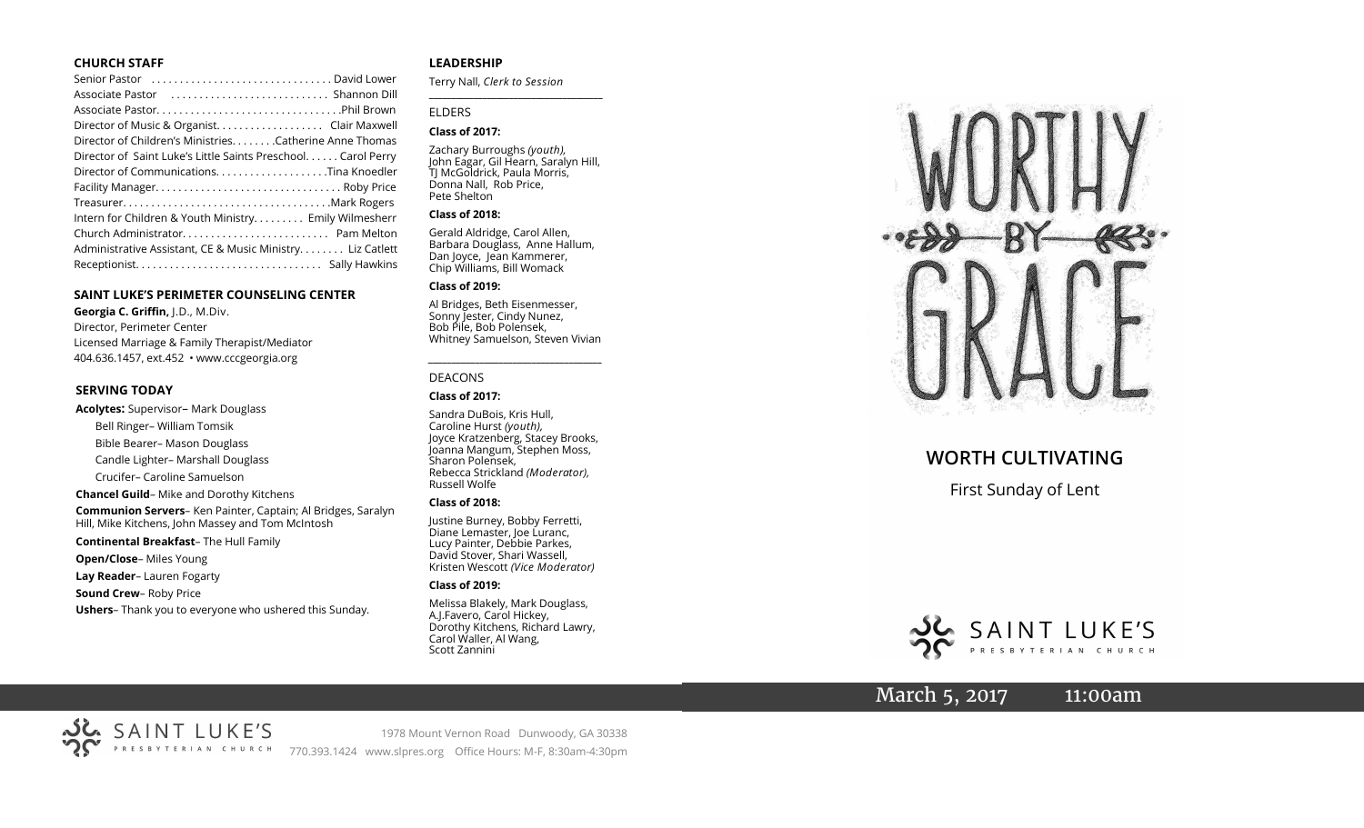## CHURCH STAFF

Senior Pastor . . . . . . . . . . . . . . . . . . . . . . . . . . . . . . . David Lower
Associate Pastor . . . . . . . . . . . . . . . . . . . . . . . . . . . Shannon Dill
Associate Pastor. . . . . . . . . . . . . . . . . . . . . . . . . . . . . . . .Phil Brown
Director of Music & Organist. . . . . . . . . . . . . . . . . . Clair Maxwell
Director of Children's Ministries. . . . . . . .Catherine Anne Thomas
Director of Saint Luke's Little Saints Preschool. . . . . . Carol Perry
Director of Communications. . . . . . . . . . . . . . . . . . . .Tina Knoedler
Facility Manager. . . . . . . . . . . . . . . . . . . . . . . . . . . . . . . . Roby Price
Treasurer. . . . . . . . . . . . . . . . . . . . . . . . . . . . . . . . . . . .Mark Rogers
Intern for Children & Youth Ministry. . . . . . . . . Emily Wilmesherr
Church Administrator. . . . . . . . . . . . . . . . . . . . . . . . . . Pam Melton
Administrative Assistant, CE & Music Ministry. . . . . . . . Liz Catlett
Receptionist. . . . . . . . . . . . . . . . . . . . . . . . . . . . . . . . . Sally Hawkins

## SAINT LUKE'S PERIMETER COUNSELING CENTER

**Georgia C. Griffin,** J.D., M.Div.
Director, Perimeter Center
Licensed Marriage & Family Therapist/Mediator
404.636.1457, ext.452 • www.cccgeorgia.org

## SERVING TODAY

**Acolytes:** Supervisor– Mark Douglass
- Bell Ringer– William Tomsik
- Bible Bearer– Mason Douglass
- Candle Lighter– Marshall Douglass
- Crucifer– Caroline Samuelson

**Chancel Guild**– Mike and Dorothy Kitchens

**Communion Servers**– Ken Painter, Captain; Al Bridges, Saralyn Hill, Mike Kitchens, John Massey and Tom McIntosh

**Continental Breakfast**– The Hull Family

**Open/Close**– Miles Young

**Lay Reader**– Lauren Fogarty

**Sound Crew**– Roby Price

**Ushers**– Thank you to everyone who ushered this Sunday.

## LEADERSHIP

Terry Nall, *Clerk to Session*

### ELDERS

**Class of 2017:**

Zachary Burroughs *(youth),* John Eagar, Gil Hearn, Saralyn Hill, TJ McGoldrick, Paula Morris, Donna Nall, Rob Price, Pete Shelton

**Class of 2018:**

Gerald Aldridge, Carol Allen, Barbara Douglass, Anne Hallum, Dan Joyce, Jean Kammerer, Chip Williams, Bill Womack

**Class of 2019:**

Al Bridges, Beth Eisenmesser, Sonny Jester, Cindy Nunez, Bob Pile, Bob Polensek, Whitney Samuelson, Steven Vivian

### DEACONS

**Class of 2017:**

Sandra DuBois, Kris Hull, Caroline Hurst *(youth),* Joyce Kratzenberg, Stacey Brooks, Joanna Mangum, Stephen Moss, Sharon Polensek, Rebecca Strickland *(Moderator),* Russell Wolfe

**Class of 2018:**

Justine Burney, Bobby Ferretti, Diane Lemaster, Joe Luranc, Lucy Painter, Debbie Parkes, David Stover, Shari Wassell, Kristen Wescott *(Vice Moderator)*

**Class of 2019:**

Melissa Blakely, Mark Douglass, A.J.Favero, Carol Hickey, Dorothy Kitchens, Richard Lawry, Carol Waller, Al Wang, Scott Zannini

# WORTHY BY GRACE

## WORTH CULTIVATING

First Sunday of Lent

SAINT LUKE'S PRESBYTERIAN CHURCH

March 5, 2017 11:00am

SAINT LUKE'S PRESBYTERIAN CHURCH
1978 Mount Vernon Road Dunwoody, GA 30338
770.393.1424 www.slpres.org Office Hours: M-F, 8:30am-4:30pm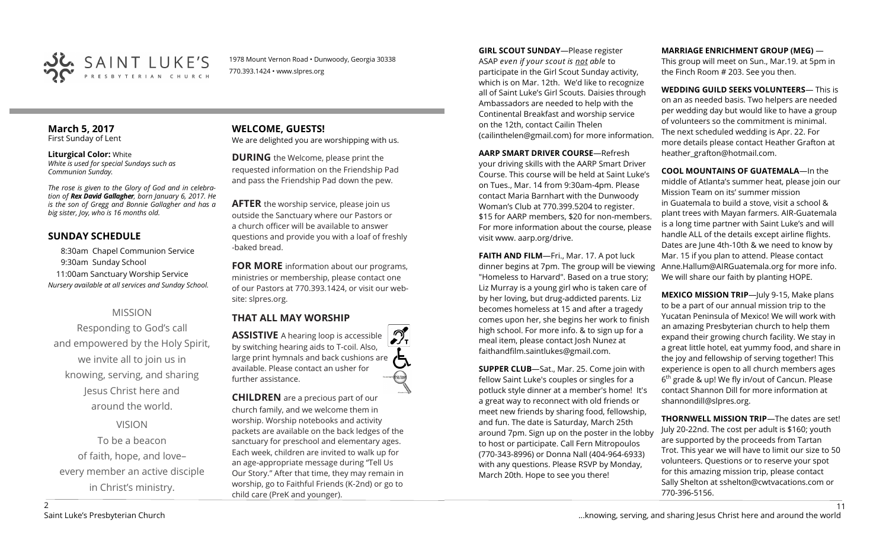SAINT LUKE'S PRESBYTERIAN CHURCH

1978 Mount Vernon Road • Dunwoody, Georgia 30338
770.393.1424 • www.slpres.org

## March 5, 2017
First Sunday of Lent

**Liturgical Color:** White
*White is used for special Sundays such as Communion Sunday.*

*The rose is given to the Glory of God and in celebration of **Rex David Gallagher**, born January 6, 2017. He is the son of Gregg and Bonnie Gallagher and has a big sister, Joy, who is 16 months old.*

## SUNDAY SCHEDULE

8:30am Chapel Communion Service
9:30am Sunday School
11:00am Sanctuary Worship Service
*Nursery available at all services and Sunday School.*

MISSION

Responding to God's call and empowered by the Holy Spirit, we invite all to join us in knowing, serving, and sharing Jesus Christ here and around the world.

VISION

To be a beacon of faith, hope, and love– every member an active disciple in Christ's ministry.

## WELCOME, GUESTS!
We are delighted you are worshipping with us.

**DURING** the Welcome, please print the requested information on the Friendship Pad and pass the Friendship Pad down the pew.

**AFTER** the worship service, please join us outside the Sanctuary where our Pastors or a church officer will be available to answer questions and provide you with a loaf of freshly-baked bread.

**FOR MORE** information about our programs, ministries or membership, please contact one of our Pastors at 770.393.1424, or visit our website: slpres.org.

## THAT ALL MAY WORSHIP

**ASSISTIVE** A hearing loop is accessible by switching hearing aids to T-coil. Also, large print hymnals and back cushions are available. Please contact an usher for further assistance.

**CHILDREN** are a precious part of our church family, and we welcome them in worship. Worship notebooks and activity packets are available on the back ledges of the sanctuary for preschool and elementary ages. Each week, children are invited to walk up for an age-appropriate message during "Tell Us Our Story." After that time, they may remain in worship, go to Faithful Friends (K-2nd) or go to child care (PreK and younger).

**GIRL SCOUT SUNDAY**—Please register ASAP *even if your scout is not able* to participate in the Girl Scout Sunday activity, which is on Mar. 12th. We'd like to recognize all of Saint Luke's Girl Scouts. Daisies through Ambassadors are needed to help with the Continental Breakfast and worship service on the 12th, contact Cailin Thelen (cailinthelen@gmail.com) for more information.

**AARP SMART DRIVER COURSE**—Refresh your driving skills with the AARP Smart Driver Course. This course will be held at Saint Luke's on Tues., Mar. 14 from 9:30am-4pm. Please contact Maria Barnhart with the Dunwoody Woman's Club at 770.399.5204 to register. $15 for AARP members, $20 for non-members. For more information about the course, please visit www. aarp.org/drive.

**FAITH AND FILM**—Fri., Mar. 17. A pot luck dinner begins at 7pm. The group will be viewing "Homeless to Harvard". Based on a true story; Liz Murray is a young girl who is taken care of by her loving, but drug-addicted parents. Liz becomes homeless at 15 and after a tragedy comes upon her, she begins her work to finish high school. For more info. & to sign up for a meal item, please contact Josh Nunez at faithandfilm.saintlukes@gmail.com.

**SUPPER CLUB**—Sat., Mar. 25. Come join with fellow Saint Luke's couples or singles for a potluck style dinner at a member's home! It's a great way to reconnect with old friends or meet new friends by sharing food, fellowship, and fun. The date is Saturday, March 25th around 7pm. Sign up on the poster in the lobby to host or participate. Call Fern Mitropoulos (770-343-8996) or Donna Nall (404-964-6933) with any questions. Please RSVP by Monday, March 20th. Hope to see you there!

**MARRIAGE ENRICHMENT GROUP (MEG)** — This group will meet on Sun., Mar.19. at 5pm in the Finch Room # 203. See you then.

**WEDDING GUILD SEEKS VOLUNTEERS**— This is on an as needed basis. Two helpers are needed per wedding day but would like to have a group of volunteers so the commitment is minimal. The next scheduled wedding is Apr. 22. For more details please contact Heather Grafton at heather_grafton@hotmail.com.

**COOL MOUNTAINS OF GUATEMALA**—In the middle of Atlanta's summer heat, please join our Mission Team on its' summer mission in Guatemala to build a stove, visit a school & plant trees with Mayan farmers. AIR-Guatemala is a long time partner with Saint Luke's and will handle ALL of the details except airline flights. Dates are June 4th-10th & we need to know by Mar. 15 if you plan to attend. Please contact Anne.Hallum@AIRGuatemala.org for more info. We will share our faith by planting HOPE.

**MEXICO MISSION TRIP**—July 9-15, Make plans to be a part of our annual mission trip to the Yucatan Peninsula of Mexico! We will work with an amazing Presbyterian church to help them expand their growing church facility. We stay in a great little hotel, eat yummy food, and share in the joy and fellowship of serving together! This experience is open to all church members ages 6th grade & up! We fly in/out of Cancun. Please contact Shannon Dill for more information at shannondill@slpres.org.

**THORNWELL MISSION TRIP**—The dates are set! July 20-22nd. The cost per adult is $160; youth are supported by the proceeds from Tartan Trot. This year we will have to limit our size to 50 volunteers. Questions or to reserve your spot for this amazing mission trip, please contact Sally Shelton at sshelton@cwtvacations.com or 770-396-5156.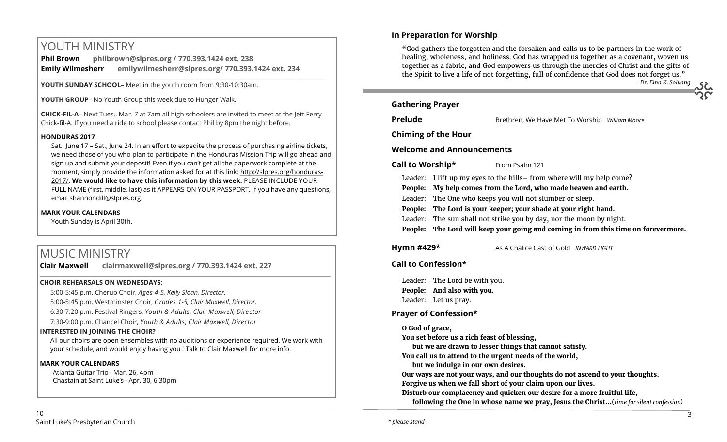# YOUTH MINISTRY

**Phil Brown philbrown@slpres.org / 770.393.1424 ext. 238**
**Emily Wilmesherr emilywilmesherr@slpres.org/ 770.393.1424 ext. 234**

**YOUTH SUNDAY SCHOOL**– Meet in the youth room from 9:30-10:30am.

**YOUTH GROUP**– No Youth Group this week due to Hunger Walk.

**CHICK-FIL-A**– Next Tues., Mar. 7 at 7am all high schoolers are invited to meet at the Jett Ferry Chick-fil-A. If you need a ride to school please contact Phil by 8pm the night before.

**HONDURAS 2017**

Sat., June 17 – Sat., June 24. In an effort to expedite the process of purchasing airline tickets, we need those of you who plan to participate in the Honduras Mission Trip will go ahead and sign up and submit your deposit! Even if you can't get all the paperwork complete at the moment, simply provide the information asked for at this link: http://slpres.org/honduras-2017/. **We would like to have this information by this week.** PLEASE INCLUDE YOUR FULL NAME (first, middle, last) as it APPEARS ON YOUR PASSPORT. If you have any questions, email shannondill@slpres.org.

**MARK YOUR CALENDARS**

Youth Sunday is April 30th.

# MUSIC MINISTRY

**Clair Maxwell clairmaxwell@slpres.org / 770.393.1424 ext. 227**

**CHOIR REHEARSALS ON WEDNESDAYS:**

5:00-5:45 p.m. Cherub Choir, *Ages 4-5, Kelly Sloan, Director.*

5:00-5:45 p.m. Westminster Choir, *Grades 1-5, Clair Maxwell, Director.*

6:30-7:20 p.m. Festival Ringers, *Youth & Adults, Clair Maxwell, Director*

7:30-9:00 p.m. Chancel Choir, *Youth & Adults, Clair Maxwell, Director*

**INTERESTED IN JOINING THE CHOIR?**

All our choirs are open ensembles with no auditions or experience required. We work with your schedule, and would enjoy having you ! Talk to Clair Maxwell for more info.

**MARK YOUR CALENDARS**

Atlanta Guitar Trio– Mar. 26, 4pm
Chastain at Saint Luke's– Apr. 30, 6:30pm

## In Preparation for Worship

"God gathers the forgotten and the forsaken and calls us to be partners in the work of healing, wholeness, and holiness. God has wrapped us together as a covenant, woven us together as a fabric, and God empowers us through the mercies of Christ and the gifts of the Spirit to live a life of not forgetting, full of confidence that God does not forget us."

*~Dr. Elna K. Solvang*

**Gathering Prayer**

**Prelude** Brethren, We Have Met To Worship *William Moore*

**Chiming of the Hour**

**Welcome and Announcements**

**Call to Worship*** From Psalm 121

Leader: I lift up my eyes to the hills– from where will my help come?
**People: My help comes from the Lord, who made heaven and earth.**
Leader: The One who keeps you will not slumber or sleep.
**People: The Lord is your keeper; your shade at your right hand.**
Leader: The sun shall not strike you by day, nor the moon by night.
**People: The Lord will keep your going and coming in from this time on forevermore.**

**Hymn #429*** As A Chalice Cast of Gold *INWARD LIGHT*

**Call to Confession***

Leader: The Lord be with you.
**People: And also with you.**
Leader: Let us pray.

**Prayer of Confession***

**O God of grace,**
**You set before us a rich feast of blessing,**
**but we are drawn to lesser things that cannot satisfy.**
**You call us to attend to the urgent needs of the world,**
**but we indulge in our own desires.**
**Our ways are not your ways, and our thoughts do not ascend to your thoughts.**
**Forgive us when we fall short of your claim upon our lives.**
**Disturb our complacency and quicken our desire for a more fruitful life,**
**following the One in whose name we pray, Jesus the Christ…**(*time for silent confession)*

*\* please stand*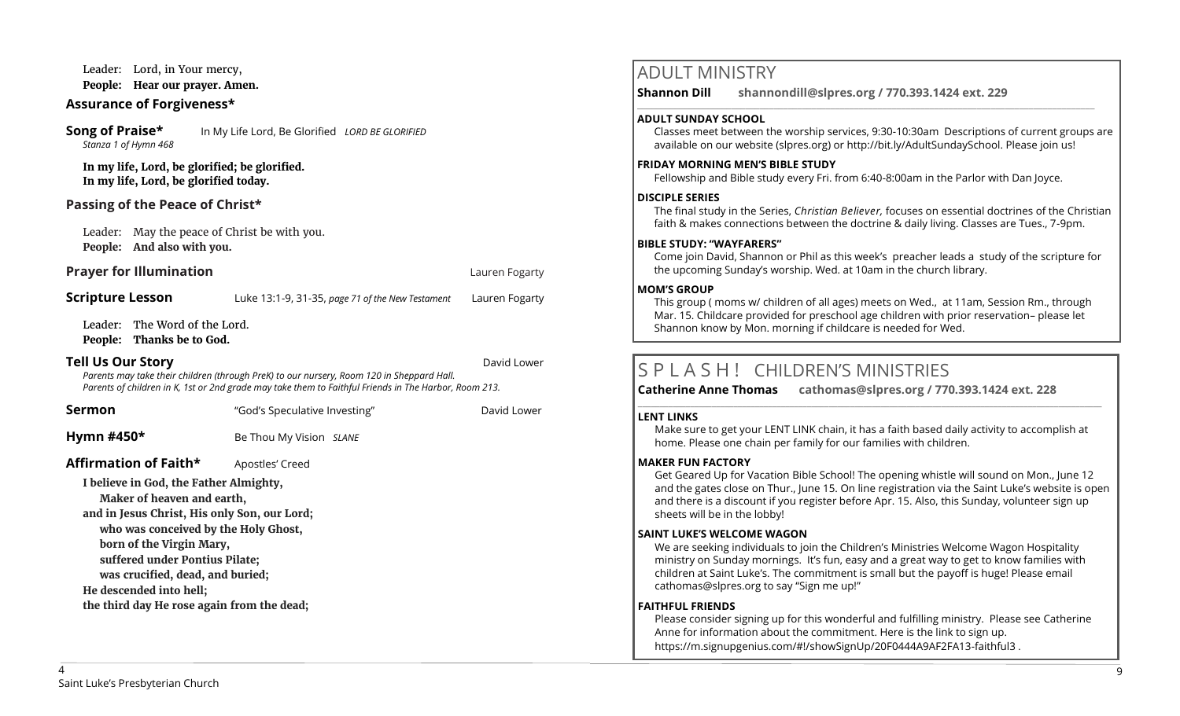Leader: Lord, in Your mercy,
**People: Hear our prayer. Amen.**

### Assurance of Forgiveness*

**Song of Praise*** In My Life Lord, Be Glorified *LORD BE GLORIFIED*
*Stanza 1 of Hymn 468*

**In my life, Lord, be glorified; be glorified.**
**In my life, Lord, be glorified today.**

### Passing of the Peace of Christ*

Leader: May the peace of Christ be with you.
**People: And also with you.**

**Prayer for Illumination** Lauren Fogarty

**Scripture Lesson** Luke 13:1-9, 31-35, *page 71 of the New Testament* Lauren Fogarty

Leader: The Word of the Lord.
**People: Thanks be to God.**

**Tell Us Our Story** David Lower
*Parents may take their children (through PreK) to our nursery, Room 120 in Sheppard Hall.*
*Parents of children in K, 1st or 2nd grade may take them to Faithful Friends in The Harbor, Room 213.*

**Sermon** "God's Speculative Investing" David Lower

**Hymn #450*** Be Thou My Vision *SLANE*

**Affirmation of Faith*** Apostles' Creed

**I believe in God, the Father Almighty,**
**Maker of heaven and earth,**
**and in Jesus Christ, His only Son, our Lord;**
**who was conceived by the Holy Ghost,**
**born of the Virgin Mary,**
**suffered under Pontius Pilate;**
**was crucified, dead, and buried;**
**He descended into hell;**
**the third day He rose again from the dead;**

## ADULT MINISTRY

**Shannon Dill shannondill@slpres.org / 770.393.1424 ext. 229**

**ADULT SUNDAY SCHOOL**
Classes meet between the worship services, 9:30-10:30am Descriptions of current groups are available on our website (slpres.org) or http://bit.ly/AdultSundaySchool. Please join us!

**FRIDAY MORNING MEN'S BIBLE STUDY**
Fellowship and Bible study every Fri. from 6:40-8:00am in the Parlor with Dan Joyce.

**DISCIPLE SERIES**
The final study in the Series, *Christian Believer,* focuses on essential doctrines of the Christian faith & makes connections between the doctrine & daily living. Classes are Tues., 7-9pm.

**BIBLE STUDY: "WAYFARERS"**
Come join David, Shannon or Phil as this week's preacher leads a study of the scripture for the upcoming Sunday's worship. Wed. at 10am in the church library.

**MOM'S GROUP**
This group ( moms w/ children of all ages) meets on Wed., at 11am, Session Rm., through Mar. 15. Childcare provided for preschool age children with prior reservation– please let Shannon know by Mon. morning if childcare is needed for Wed.

## S P L A S H ! CHILDREN'S MINISTRIES

**Catherine Anne Thomas cathomas@slpres.org / 770.393.1424 ext. 228**

**LENT LINKS**
Make sure to get your LENT LINK chain, it has a faith based daily activity to accomplish at home. Please one chain per family for our families with children.

**MAKER FUN FACTORY**
Get Geared Up for Vacation Bible School! The opening whistle will sound on Mon., June 12 and the gates close on Thur., June 15. On line registration via the Saint Luke's website is open and there is a discount if you register before Apr. 15. Also, this Sunday, volunteer sign up sheets will be in the lobby!

**SAINT LUKE'S WELCOME WAGON**
We are seeking individuals to join the Children's Ministries Welcome Wagon Hospitality ministry on Sunday mornings. It's fun, easy and a great way to get to know families with children at Saint Luke's. The commitment is small but the payoff is huge! Please email cathomas@slpres.org to say "Sign me up!"

**FAITHFUL FRIENDS**
Please consider signing up for this wonderful and fulfilling ministry. Please see Catherine Anne for information about the commitment. Here is the link to sign up. https://m.signupgenius.com/#!/showSignUp/20F0444A9AF2FA13-faithful3 .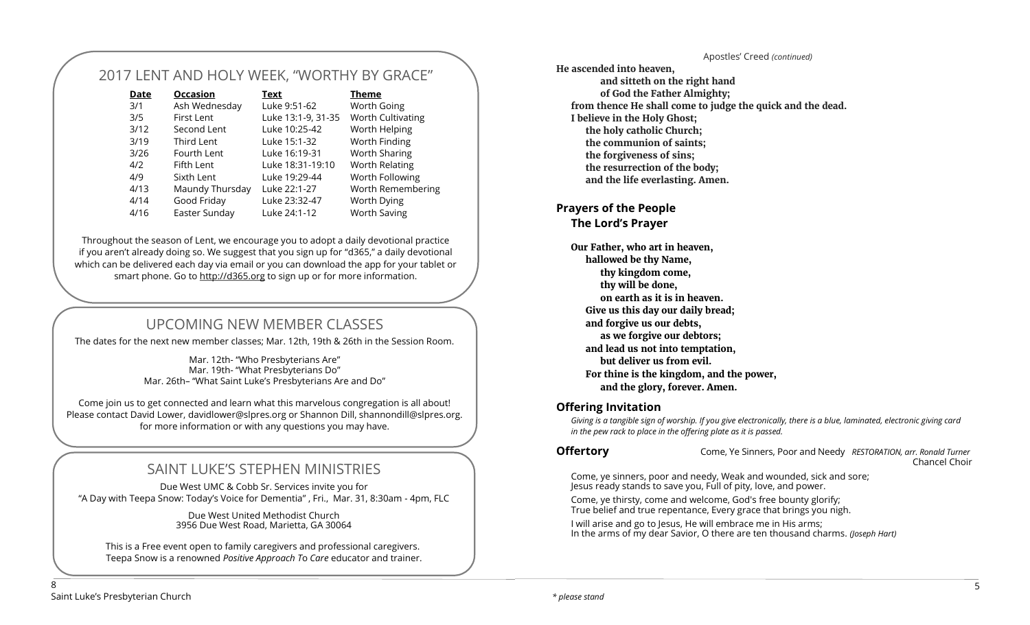## 2017 LENT AND HOLY WEEK, "WORTHY BY GRACE"

| Date | Occasion | Text | Theme |
|---|---|---|---|
| 3/1 | Ash Wednesday | Luke 9:51-62 | Worth Going |
| 3/5 | First Lent | Luke 13:1-9, 31-35 | Worth Cultivating |
| 3/12 | Second Lent | Luke 10:25-42 | Worth Helping |
| 3/19 | Third Lent | Luke 15:1-32 | Worth Finding |
| 3/26 | Fourth Lent | Luke 16:19-31 | Worth Sharing |
| 4/2 | Fifth Lent | Luke 18:31-19:10 | Worth Relating |
| 4/9 | Sixth Lent | Luke 19:29-44 | Worth Following |
| 4/13 | Maundy Thursday | Luke 22:1-27 | Worth Remembering |
| 4/14 | Good Friday | Luke 23:32-47 | Worth Dying |
| 4/16 | Easter Sunday | Luke 24:1-12 | Worth Saving |

Throughout the season of Lent, we encourage you to adopt a daily devotional practice if you aren't already doing so. We suggest that you sign up for "d365," a daily devotional which can be delivered each day via email or you can download the app for your tablet or smart phone. Go to http://d365.org to sign up or for more information.

## UPCOMING NEW MEMBER CLASSES

The dates for the next new member classes; Mar. 12th, 19th & 26th in the Session Room.

Mar. 12th- "Who Presbyterians Are"
Mar. 19th- "What Presbyterians Do"
Mar. 26th– "What Saint Luke's Presbyterians Are and Do"

Come join us to get connected and learn what this marvelous congregation is all about! Please contact David Lower, davidlower@slpres.org or Shannon Dill, shannondill@slpres.org. for more information or with any questions you may have.

## SAINT LUKE'S STEPHEN MINISTRIES

Due West UMC & Cobb Sr. Services invite you for
"A Day with Teepa Snow: Today's Voice for Dementia" , Fri., Mar. 31, 8:30am - 4pm, FLC

Due West United Methodist Church
3956 Due West Road, Marietta, GA 30064

This is a Free event open to family caregivers and professional caregivers. Teepa Snow is a renowned *Positive Approach To Care* educator and trainer.

Apostles' Creed *(continued)*

**He ascended into heaven,**
**and sitteth on the right hand**
**of God the Father Almighty;**
**from thence He shall come to judge the quick and the dead.**
**I believe in the Holy Ghost;**
**the holy catholic Church;**
**the communion of saints;**
**the forgiveness of sins;**
**the resurrection of the body;**
**and the life everlasting. Amen.**

### Prayers of the People

### The Lord's Prayer

**Our Father, who art in heaven,**
**hallowed be thy Name,**
**thy kingdom come,**
**thy will be done,**
**on earth as it is in heaven.**
**Give us this day our daily bread;**
**and forgive us our debts,**
**as we forgive our debtors;**
**and lead us not into temptation,**
**but deliver us from evil.**
**For thine is the kingdom, and the power,**
**and the glory, forever. Amen.**

### Offering Invitation

*Giving is a tangible sign of worship. If you give electronically, there is a blue, laminated, electronic giving card in the pew rack to place in the offering plate as it is passed.*

**Offertory** Come, Ye Sinners, Poor and Needy *RESTORATION, arr. Ronald Turner*
Chancel Choir

Come, ye sinners, poor and needy, Weak and wounded, sick and sore;
Jesus ready stands to save you, Full of pity, love, and power.

Come, ye thirsty, come and welcome, God's free bounty glorify;
True belief and true repentance, Every grace that brings you nigh.

I will arise and go to Jesus, He will embrace me in His arms;
In the arms of my dear Savior, O there are ten thousand charms. *(Joseph Hart)*

*\* please stand*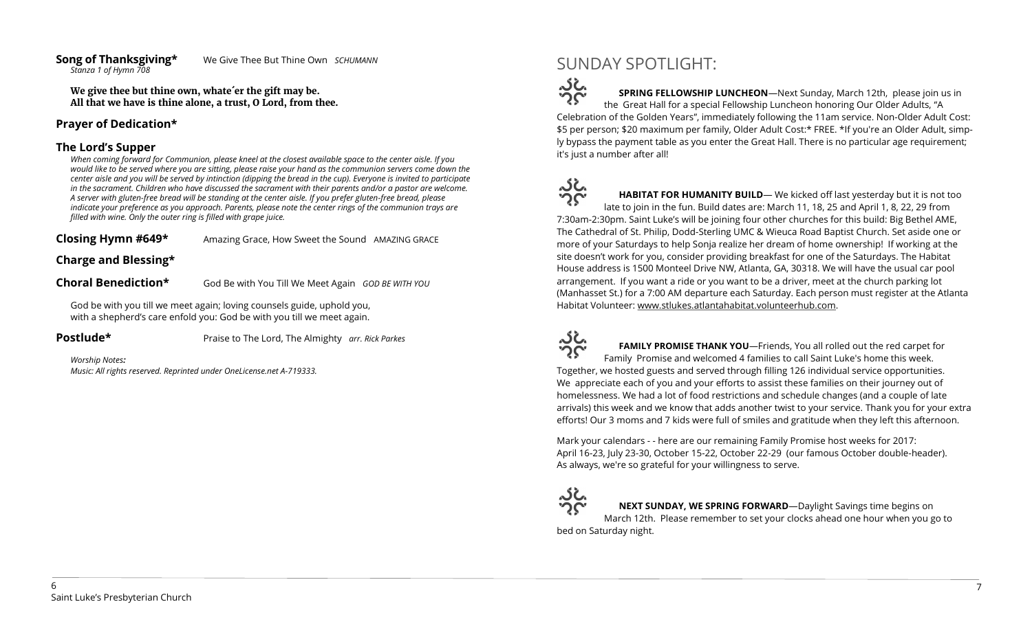**Song of Thanksgiving*** We Give Thee But Thine Own *SCHUMANN*
*Stanza 1 of Hymn 708*

**We give thee but thine own, whate´er the gift may be.**
**All that we have is thine alone, a trust, O Lord, from thee.**

### Prayer of Dedication*

### The Lord's Supper

*When coming forward for Communion, please kneel at the closest available space to the center aisle. If you would like to be served where you are sitting, please raise your hand as the communion servers come down the center aisle and you will be served by intinction (dipping the bread in the cup). Everyone is invited to participate in the sacrament. Children who have discussed the sacrament with their parents and/or a pastor are welcome. A server with gluten-free bread will be standing at the center aisle. If you prefer gluten-free bread, please indicate your preference as you approach. Parents, please note the center rings of the communion trays are filled with wine. Only the outer ring is filled with grape juice.*

**Closing Hymn #649*** Amazing Grace, How Sweet the Sound AMAZING GRACE

### Charge and Blessing*

**Choral Benediction*** God Be with You Till We Meet Again *GOD BE WITH YOU*

God be with you till we meet again; loving counsels guide, uphold you,
with a shepherd's care enfold you: God be with you till we meet again.

**Postlude*** Praise to The Lord, The Almighty *arr. Rick Parkes*

*Worship Notes:*
*Music: All rights reserved. Reprinted under OneLicense.net A-719333.*

## SUNDAY SPOTLIGHT:

**SPRING FELLOWSHIP LUNCHEON**—Next Sunday, March 12th, please join us in the Great Hall for a special Fellowship Luncheon honoring Our Older Adults, "A Celebration of the Golden Years", immediately following the 11am service. Non-Older Adult Cost: $5 per person; $20 maximum per family, Older Adult Cost:* FREE. *If you're an Older Adult, simply bypass the payment table as you enter the Great Hall. There is no particular age requirement; it's just a number after all!

**HABITAT FOR HUMANITY BUILD**— We kicked off last yesterday but it is not too late to join in the fun. Build dates are: March 11, 18, 25 and April 1, 8, 22, 29 from 7:30am-2:30pm. Saint Luke's will be joining four other churches for this build: Big Bethel AME, The Cathedral of St. Philip, Dodd-Sterling UMC & Wieuca Road Baptist Church. Set aside one or more of your Saturdays to help Sonja realize her dream of home ownership! If working at the site doesn't work for you, consider providing breakfast for one of the Saturdays. The Habitat House address is 1500 Monteel Drive NW, Atlanta, GA, 30318. We will have the usual car pool arrangement. If you want a ride or you want to be a driver, meet at the church parking lot (Manhasset St.) for a 7:00 AM departure each Saturday. Each person must register at the Atlanta Habitat Volunteer: www.stlukes.atlantahabitat.volunteerhub.com.

**FAMILY PROMISE THANK YOU**—Friends, You all rolled out the red carpet for Family Promise and welcomed 4 families to call Saint Luke's home this week. Together, we hosted guests and served through filling 126 individual service opportunities. We appreciate each of you and your efforts to assist these families on their journey out of homelessness. We had a lot of food restrictions and schedule changes (and a couple of late arrivals) this week and we know that adds another twist to your service. Thank you for your extra efforts! Our 3 moms and 7 kids were full of smiles and gratitude when they left this afternoon.

Mark your calendars - - here are our remaining Family Promise host weeks for 2017:
April 16-23, July 23-30, October 15-22, October 22-29 (our famous October double-header).
As always, we're so grateful for your willingness to serve.

**NEXT SUNDAY, WE SPRING FORWARD**—Daylight Savings time begins on March 12th. Please remember to set your clocks ahead one hour when you go to bed on Saturday night.